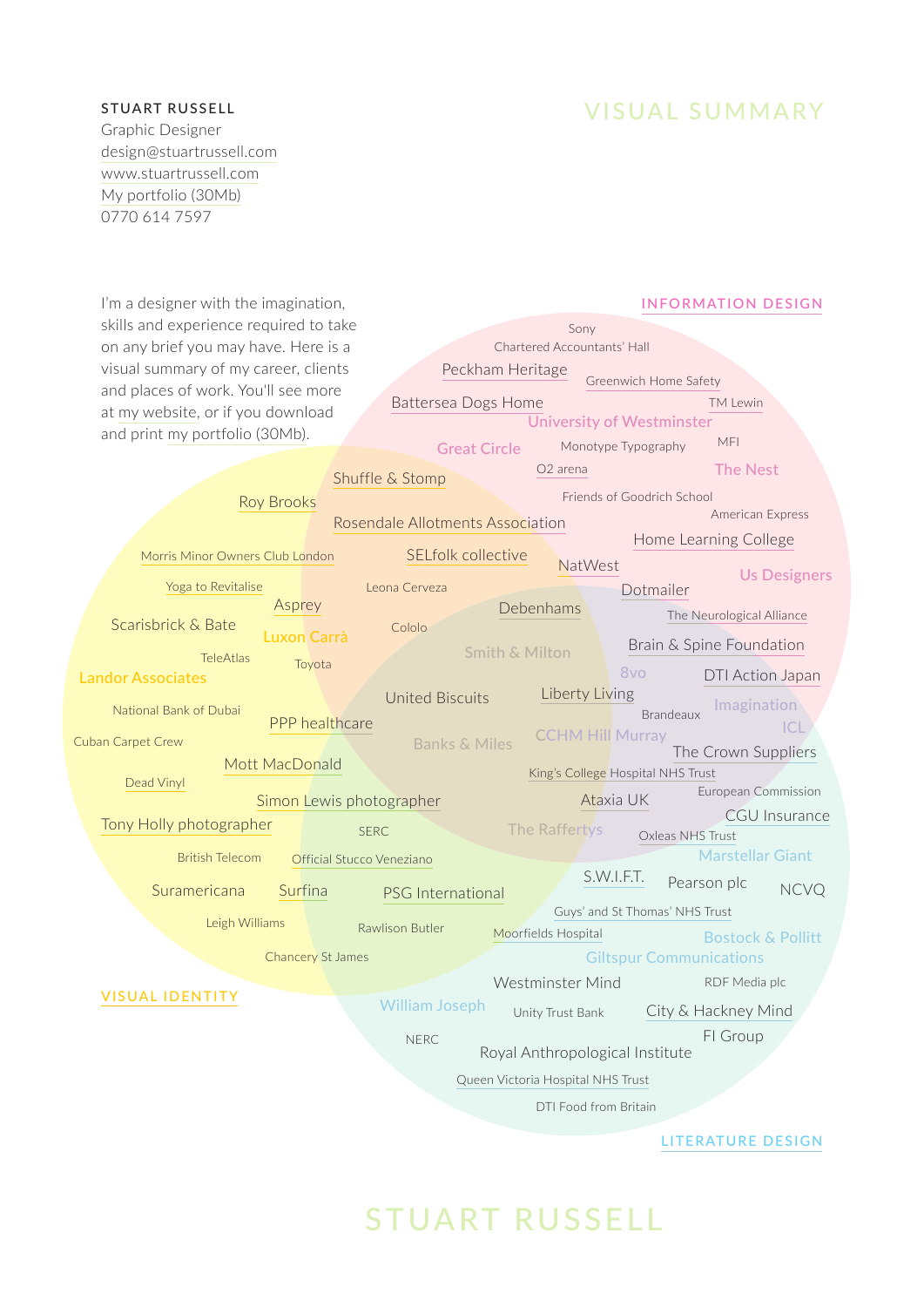# VISUAL SUMMARY

**STUART RUSSELL**
Graphic Designer
design@stuartrussell.com
www.stuartrussell.com
My portfolio (30Mb)
0770 614 7597

I'm a designer with the imagination, skills and experience required to take on any brief you may have. Here is a visual summary of my career, clients and places of work. You'll see more at my website, or if you download and print my portfolio (30Mb).

INFORMATION DESIGN

Sony
Chartered Accountants' Hall
Peckham Heritage
Greenwich Home Safety
Battersea Dogs Home
TM Lewin
University of Westminster
Great Circle
Monotype Typography
MFI
O2 arena
The Nest
Shuffle & Stomp
Roy Brooks
Friends of Goodrich School
American Express
Rosendale Allotments Association
Home Learning College
Morris Minor Owners Club London
SELfolk collective
NatWest
Us Designers
Yoga to Revitalise
Leona Cerveza
Dotmailer
Asprey
Debenhams
Scarisbrick & Bate
The Neurological Alliance
Luxon Carrà
Cololo
TeleAtlas
Smith & Milton
Brain & Spine Foundation
Toyota
Landor Associates
8vo
DTI Action Japan
United Biscuits
Liberty Living
National Bank of Dubai
Imagination
PPP healthcare
Brandeaux
ICL
Cuban Carpet Crew
Banks & Miles
CCHM Hill Murray
The Crown Suppliers
Mott MacDonald
King's College Hospital NHS Trust
Dead Vinyl
European Commission
Simon Lewis photographer
Ataxia UK
CGU Insurance
Tony Holly photographer
SERC
The Raffertys
Oxleas NHS Trust
British Telecom
Official Stucco Veneziano
Marstellar Giant
S.W.I.F.T.
Suramericana
Surfina
PSG International
Pearson plc
NCVQ
Guys' and St Thomas' NHS Trust
Leigh Williams
Rawlison Butler
Moorfields Hospital
Bostock & Pollitt
Chancery St James
Giltspur Communications
Westminster Mind
RDF Media plc
VISUAL IDENTITY
William Joseph
Unity Trust Bank
City & Hackney Mind
NERC
FI Group
Royal Anthropological Institute
Queen Victoria Hospital NHS Trust
DTI Food from Britain

LITERATURE DESIGN

STUART RUSSELL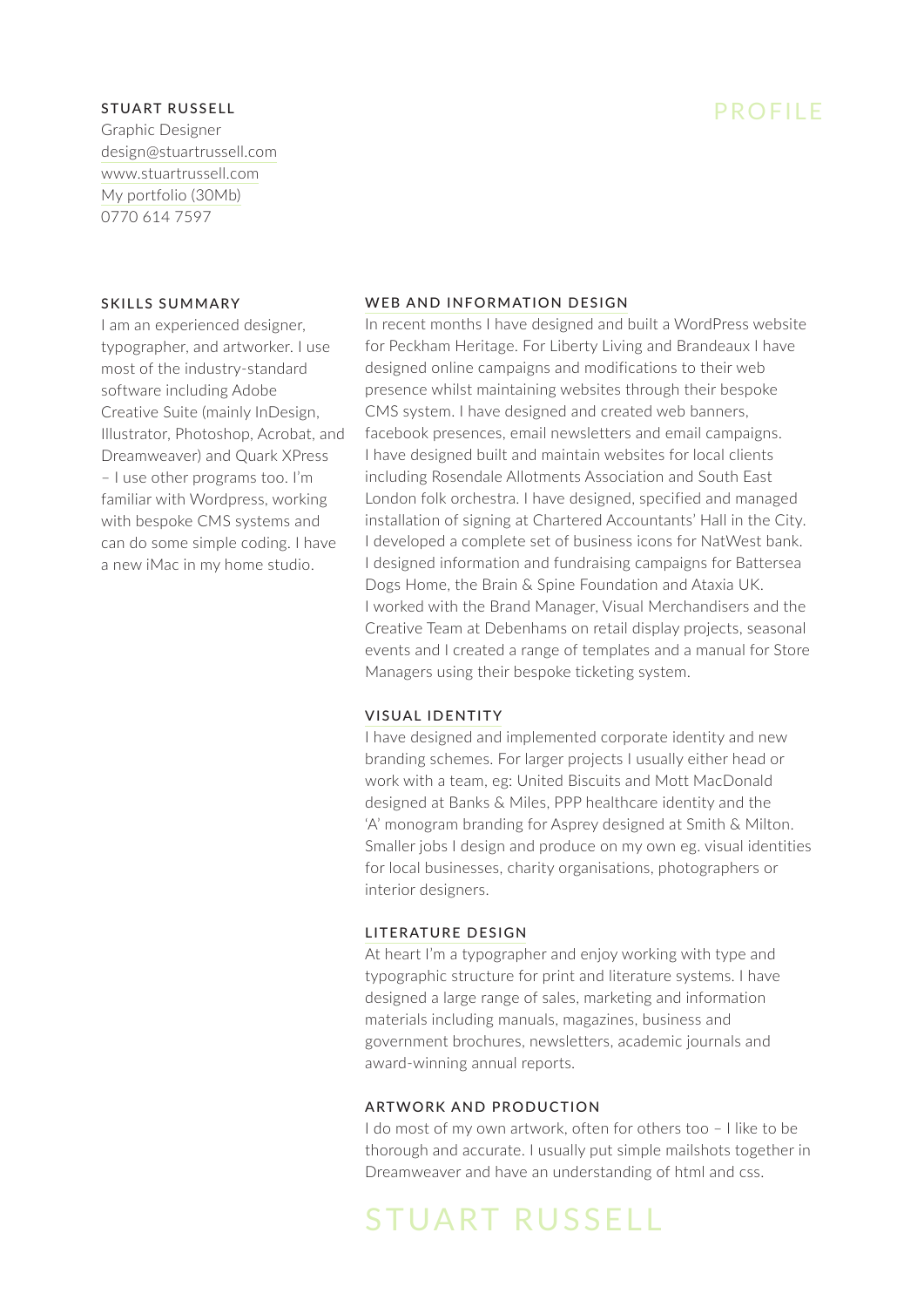**STUART RUSSELL**
Graphic Designer
design@stuartrussell.com
www.stuartrussell.com
My portfolio (30Mb)
0770 614 7597

# PROFILE

## SKILLS SUMMARY

I am an experienced designer, typographer, and artworker. I use most of the industry-standard software including Adobe Creative Suite (mainly InDesign, Illustrator, Photoshop, Acrobat, and Dreamweaver) and Quark XPress – I use other programs too. I'm familiar with Wordpress, working with bespoke CMS systems and can do some simple coding. I have a new iMac in my home studio.

## WEB AND INFORMATION DESIGN

In recent months I have designed and built a WordPress website for Peckham Heritage. For Liberty Living and Brandeaux I have designed online campaigns and modifications to their web presence whilst maintaining websites through their bespoke CMS system. I have designed and created web banners, facebook presences, email newsletters and email campaigns. I have designed built and maintain websites for local clients including Rosendale Allotments Association and South East London folk orchestra. I have designed, specified and managed installation of signing at Chartered Accountants' Hall in the City. I developed a complete set of business icons for NatWest bank. I designed information and fundraising campaigns for Battersea Dogs Home, the Brain & Spine Foundation and Ataxia UK. I worked with the Brand Manager, Visual Merchandisers and the Creative Team at Debenhams on retail display projects, seasonal events and I created a range of templates and a manual for Store Managers using their bespoke ticketing system.

## VISUAL IDENTITY

I have designed and implemented corporate identity and new branding schemes. For larger projects I usually either head or work with a team, eg: United Biscuits and Mott MacDonald designed at Banks & Miles, PPP healthcare identity and the 'A' monogram branding for Asprey designed at Smith & Milton. Smaller jobs I design and produce on my own eg. visual identities for local businesses, charity organisations, photographers or interior designers.

## LITERATURE DESIGN

At heart I'm a typographer and enjoy working with type and typographic structure for print and literature systems. I have designed a large range of sales, marketing and information materials including manuals, magazines, business and government brochures, newsletters, academic journals and award-winning annual reports.

## ARTWORK AND PRODUCTION

I do most of my own artwork, often for others too – I like to be thorough and accurate. I usually put simple mailshots together in Dreamweaver and have an understanding of html and css.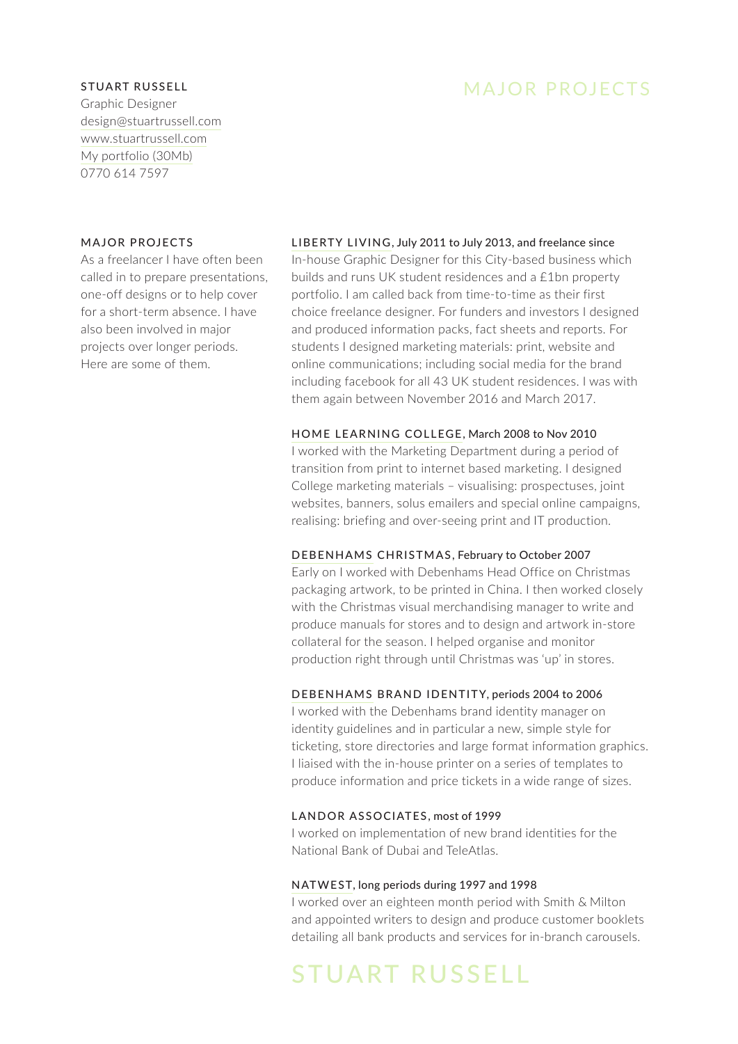STUART RUSSELL
Graphic Designer
design@stuartrussell.com
www.stuartrussell.com
My portfolio (30Mb)
0770 614 7597

# MAJOR PROJECTS

## MAJOR PROJECTS

As a freelancer I have often been called in to prepare presentations, one-off designs or to help cover for a short-term absence. I have also been involved in major projects over longer periods. Here are some of them.

### LIBERTY LIVING, July 2011 to July 2013, and freelance since

In-house Graphic Designer for this City-based business which builds and runs UK student residences and a £1bn property portfolio. I am called back from time-to-time as their first choice freelance designer. For funders and investors I designed and produced information packs, fact sheets and reports. For students I designed marketing materials: print, website and online communications; including social media for the brand including facebook for all 43 UK student residences. I was with them again between November 2016 and March 2017.

### HOME LEARNING COLLEGE, March 2008 to Nov 2010

I worked with the Marketing Department during a period of transition from print to internet based marketing. I designed College marketing materials – visualising: prospectuses, joint websites, banners, solus emailers and special online campaigns, realising: briefing and over-seeing print and IT production.

### DEBENHAMS CHRISTMAS, February to October 2007

Early on I worked with Debenhams Head Office on Christmas packaging artwork, to be printed in China. I then worked closely with the Christmas visual merchandising manager to write and produce manuals for stores and to design and artwork in-store collateral for the season. I helped organise and monitor production right through until Christmas was 'up' in stores.

### DEBENHAMS BRAND IDENTITY, periods 2004 to 2006

I worked with the Debenhams brand identity manager on identity guidelines and in particular a new, simple style for ticketing, store directories and large format information graphics. I liaised with the in-house printer on a series of templates to produce information and price tickets in a wide range of sizes.

### LANDOR ASSOCIATES, most of 1999

I worked on implementation of new brand identities for the National Bank of Dubai and TeleAtlas.

### NATWEST, long periods during 1997 and 1998

I worked over an eighteen month period with Smith & Milton and appointed writers to design and produce customer booklets detailing all bank products and services for in-branch carousels.

STUART RUSSELL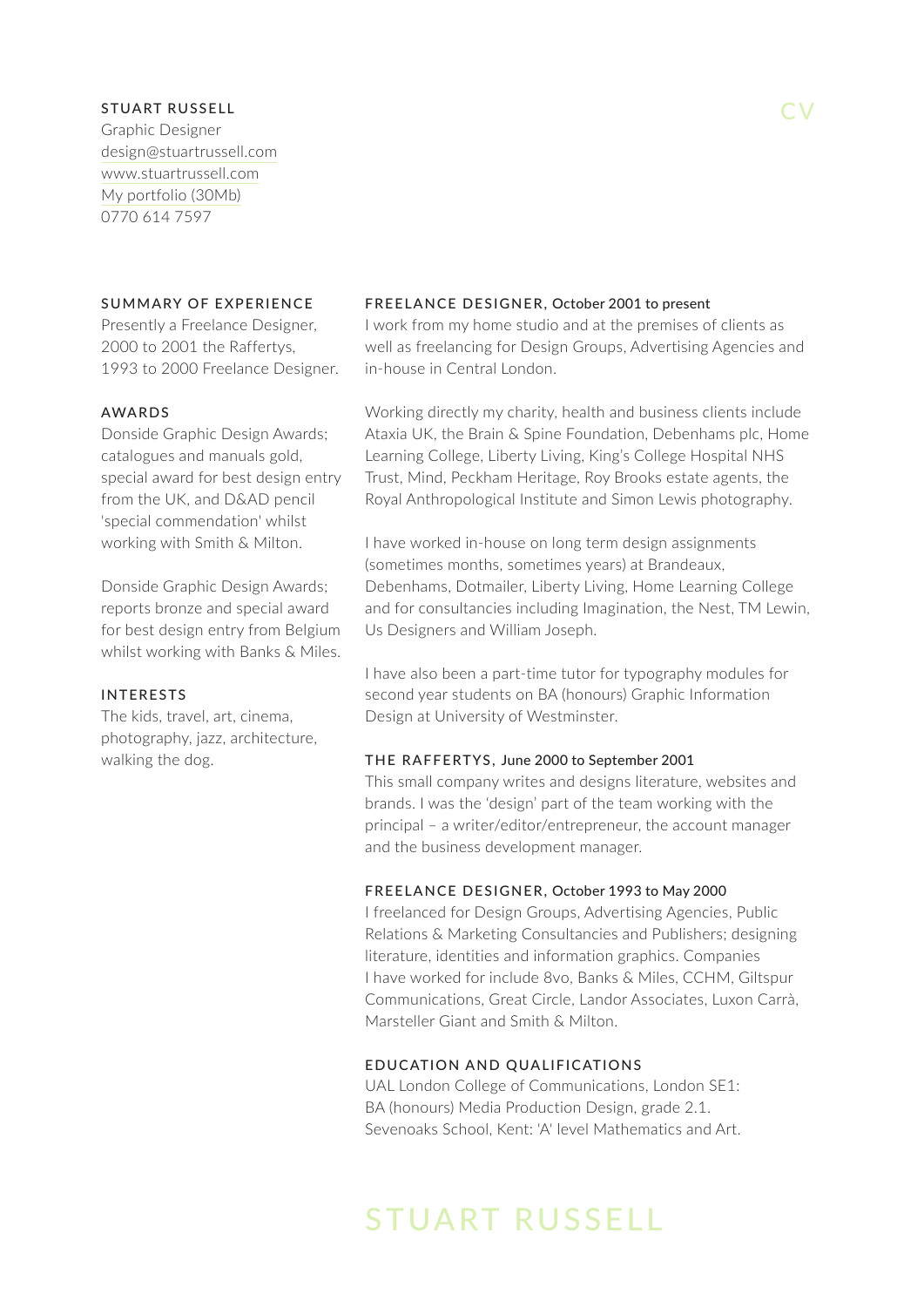# STUART RUSSELL

Graphic Designer
design@stuartrussell.com
www.stuartrussell.com
My portfolio (30Mb)
0770 614 7597

CV

## SUMMARY OF EXPERIENCE

Presently a Freelance Designer, 2000 to 2001 the Raffertys, 1993 to 2000 Freelance Designer.

## AWARDS

Donside Graphic Design Awards; catalogues and manuals gold, special award for best design entry from the UK, and D&AD pencil 'special commendation' whilst working with Smith & Milton.

Donside Graphic Design Awards; reports bronze and special award for best design entry from Belgium whilst working with Banks & Miles.

## INTERESTS

The kids, travel, art, cinema, photography, jazz, architecture, walking the dog.

## FREELANCE DESIGNER, October 2001 to present

I work from my home studio and at the premises of clients as well as freelancing for Design Groups, Advertising Agencies and in-house in Central London.

Working directly my charity, health and business clients include Ataxia UK, the Brain & Spine Foundation, Debenhams plc, Home Learning College, Liberty Living, King's College Hospital NHS Trust, Mind, Peckham Heritage, Roy Brooks estate agents, the Royal Anthropological Institute and Simon Lewis photography.

I have worked in-house on long term design assignments (sometimes months, sometimes years) at Brandeaux, Debenhams, Dotmailer, Liberty Living, Home Learning College and for consultancies including Imagination, the Nest, TM Lewin, Us Designers and William Joseph.

I have also been a part-time tutor for typography modules for second year students on BA (honours) Graphic Information Design at University of Westminster.

## THE RAFFERTYS, June 2000 to September 2001

This small company writes and designs literature, websites and brands. I was the 'design' part of the team working with the principal – a writer/editor/entrepreneur, the account manager and the business development manager.

## FREELANCE DESIGNER, October 1993 to May 2000

I freelanced for Design Groups, Advertising Agencies, Public Relations & Marketing Consultancies and Publishers; designing literature, identities and information graphics. Companies I have worked for include 8vo, Banks & Miles, CCHM, Giltspur Communications, Great Circle, Landor Associates, Luxon Carrà, Marsteller Giant and Smith & Milton.

## EDUCATION AND QUALIFICATIONS

UAL London College of Communications, London SE1: BA (honours) Media Production Design, grade 2.1.
Sevenoaks School, Kent: 'A' level Mathematics and Art.

STUART RUSSELL